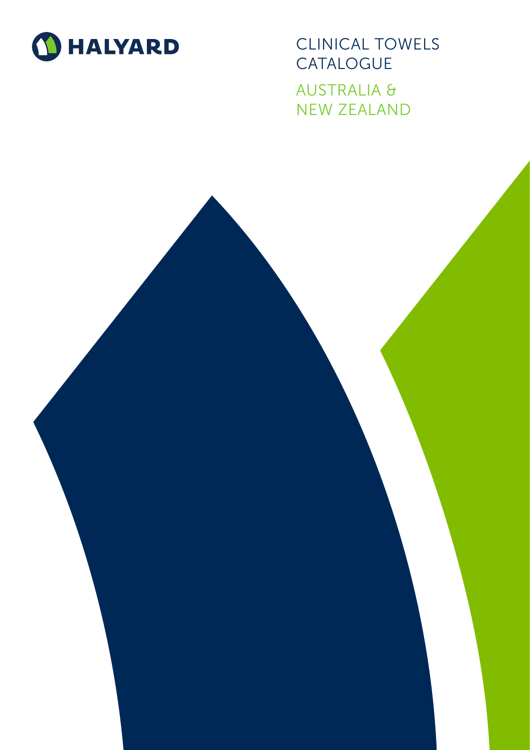HALYARD

# CLINICAL TOWELS CATALOGUE

## AUSTRALIA & NEW ZEALAND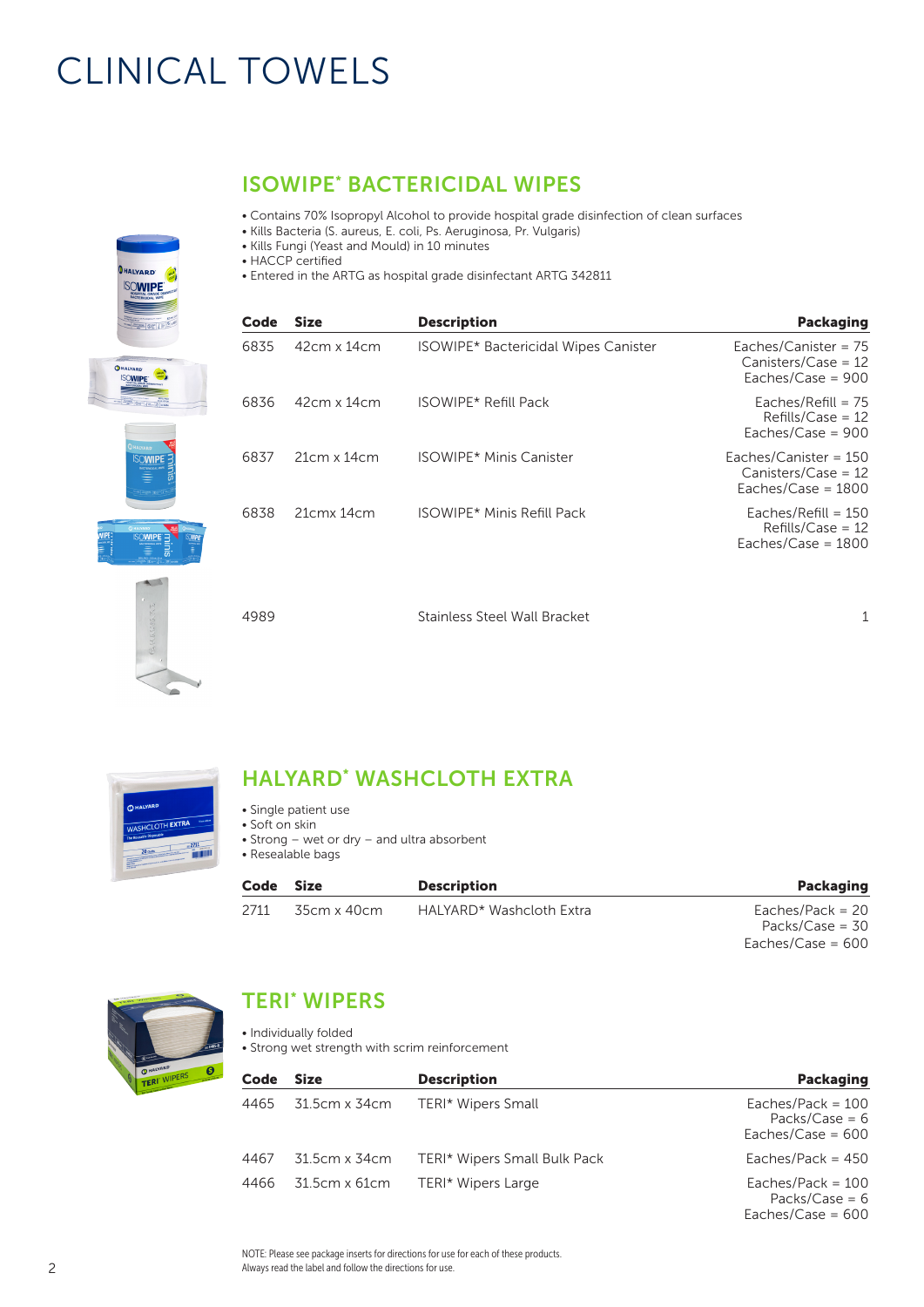# CLINICAL TOWELS

## ISOWIPE* BACTERICIDAL WIPES

- Contains 70% Isopropyl Alcohol to provide hospital grade disinfection of clean surfaces
- Kills Bacteria (S. aureus, E. coli, Ps. Aeruginosa, Pr. Vulgaris)
- Kills Fungi (Yeast and Mould) in 10 minutes
- HACCP certified
- Entered in the ARTG as hospital grade disinfectant ARTG 342811

| Code | Size | Description | Packaging |
|---|---|---|---|
| 6835 | 42cm x 14cm | ISOWIPE* Bactericidal Wipes Canister | Eaches/Canister = 75<br>Canisters/Case = 12<br>Eaches/Case = 900 |
| 6836 | 42cm x 14cm | ISOWIPE* Refill Pack | Eaches/Refill = 75<br>Refills/Case = 12<br>Eaches/Case = 900 |
| 6837 | 21cm x 14cm | ISOWIPE* Minis Canister | Eaches/Canister = 150<br>Canisters/Case = 12<br>Eaches/Case = 1800 |
| 6838 | 21cmx 14cm | ISOWIPE* Minis Refill Pack | Eaches/Refill = 150<br>Refills/Case = 12<br>Eaches/Case = 1800 |
| 4989 | | Stainless Steel Wall Bracket | 1 |

## HALYARD* WASHCLOTH EXTRA

- Single patient use
- Soft on skin
- Strong – wet or dry – and ultra absorbent
- Resealable bags

| Code | Size | Description | Packaging |
|---|---|---|---|
| 2711 | 35cm x 40cm | HALYARD* Washcloth Extra | Eaches/Pack = 20<br>Packs/Case = 30<br>Eaches/Case = 600 |

## TERI* WIPERS

- Individually folded
- Strong wet strength with scrim reinforcement

| Code | Size | Description | Packaging |
|---|---|---|---|
| 4465 | 31.5cm x 34cm | TERI* Wipers Small | Eaches/Pack = 100<br>Packs/Case = 6<br>Eaches/Case = 600 |
| 4467 | 31.5cm x 34cm | TERI* Wipers Small Bulk Pack | Eaches/Pack = 450 |
| 4466 | 31.5cm x 61cm | TERI* Wipers Large | Eaches/Pack = 100<br>Packs/Case = 6<br>Eaches/Case = 600 |

NOTE: Please see package inserts for directions for use for each of these products.
Always read the label and follow the directions for use.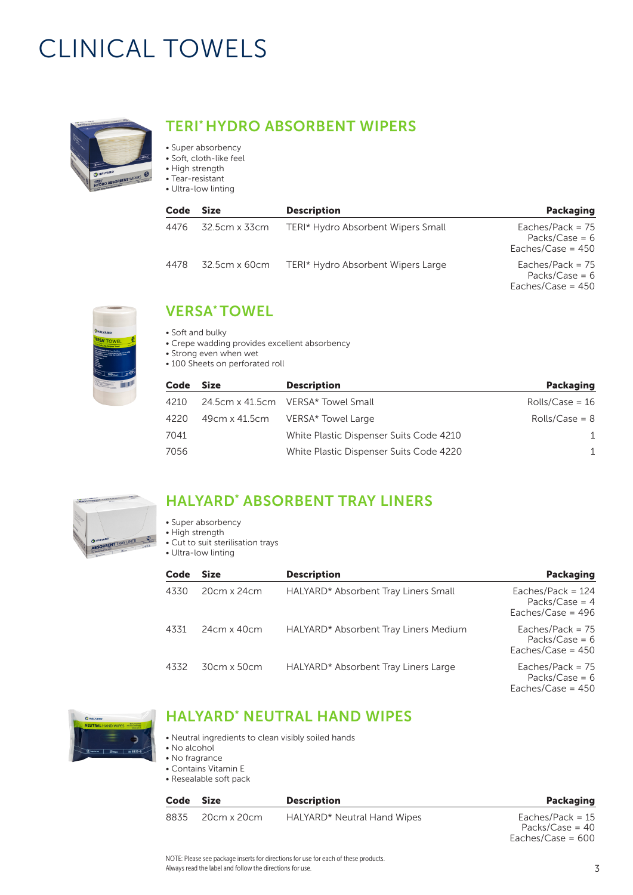# CLINICAL TOWELS

## TERI* HYDRO ABSORBENT WIPERS

- Super absorbency
- Soft, cloth-like feel
- High strength
- Tear-resistant
- Ultra-low linting

| Code | Size | Description | Packaging |
|---|---|---|---|
| 4476 | 32.5cm x 33cm | TERI* Hydro Absorbent Wipers Small | Eaches/Pack = 75<br>Packs/Case = 6<br>Eaches/Case = 450 |
| 4478 | 32.5cm x 60cm | TERI* Hydro Absorbent Wipers Large | Eaches/Pack = 75<br>Packs/Case = 6<br>Eaches/Case = 450 |

## VERSA* TOWEL

- Soft and bulky
- Crepe wadding provides excellent absorbency
- Strong even when wet
- 100 Sheets on perforated roll

| Code | Size | Description | Packaging |
|---|---|---|---|
| 4210 | 24.5cm x 41.5cm | VERSA* Towel Small | Rolls/Case = 16 |
| 4220 | 49cm x 41.5cm | VERSA* Towel Large | Rolls/Case = 8 |
| 7041 | | White Plastic Dispenser Suits Code 4210 | 1 |
| 7056 | | White Plastic Dispenser Suits Code 4220 | 1 |

## HALYARD* ABSORBENT TRAY LINERS

- Super absorbency
- High strength
- Cut to suit sterilisation trays
- Ultra-low linting

| Code | Size | Description | Packaging |
|---|---|---|---|
| 4330 | 20cm x 24cm | HALYARD* Absorbent Tray Liners Small | Eaches/Pack = 124<br>Packs/Case = 4<br>Eaches/Case = 496 |
| 4331 | 24cm x 40cm | HALYARD* Absorbent Tray Liners Medium | Eaches/Pack = 75<br>Packs/Case = 6<br>Eaches/Case = 450 |
| 4332 | 30cm x 50cm | HALYARD* Absorbent Tray Liners Large | Eaches/Pack = 75<br>Packs/Case = 6<br>Eaches/Case = 450 |

## HALYARD* NEUTRAL HAND WIPES

- Neutral ingredients to clean visibly soiled hands
- No alcohol
- No fragrance
- Contains Vitamin E
- Resealable soft pack

| Code | Size | Description | Packaging |
|---|---|---|---|
| 8835 | 20cm x 20cm | HALYARD* Neutral Hand Wipes | Eaches/Pack = 15<br>Packs/Case = 40<br>Eaches/Case = 600 |

NOTE: Please see package inserts for directions for use for each of these products.
Always read the label and follow the directions for use.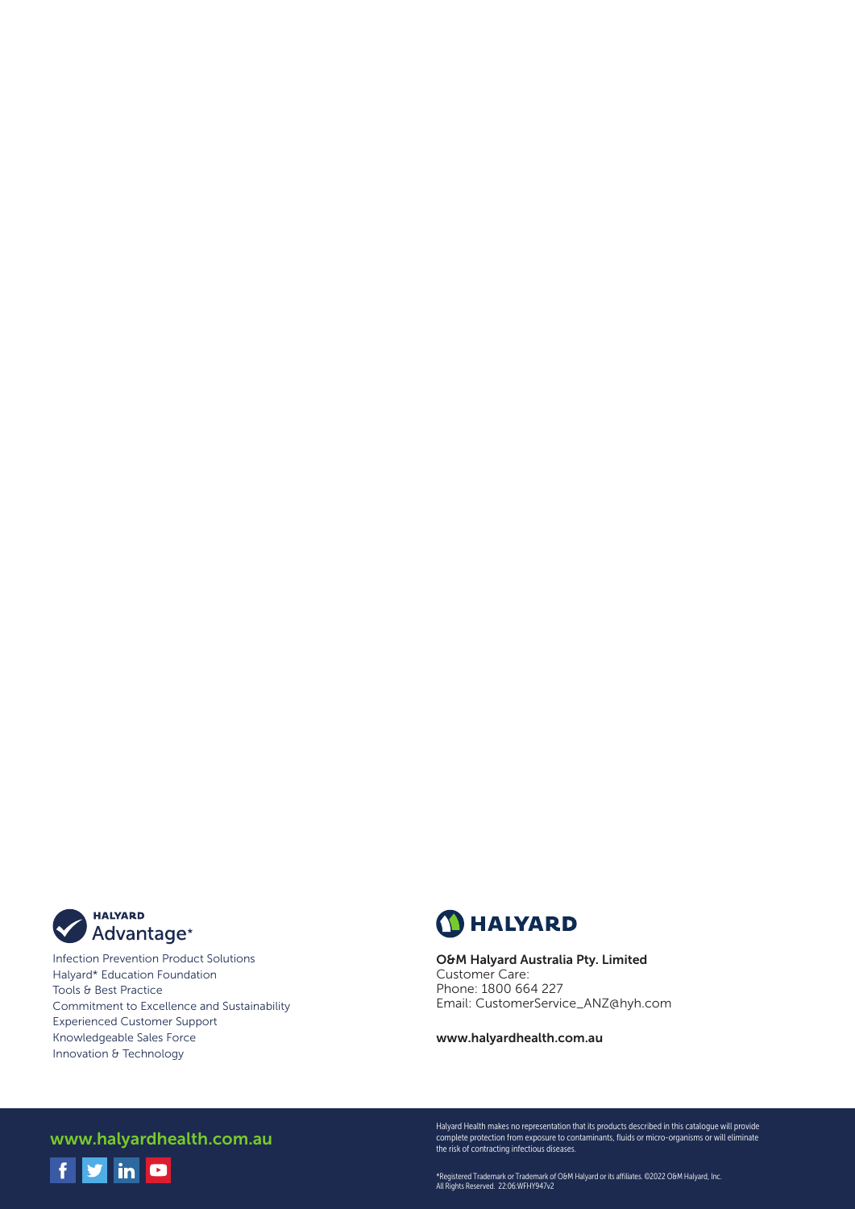**HALYARD Advantage***

Infection Prevention Product Solutions
Halyard* Education Foundation
Tools & Best Practice
Commitment to Excellence and Sustainability
Experienced Customer Support
Knowledgeable Sales Force
Innovation & Technology

**HALYARD**

**O&M Halyard Australia Pty. Limited**
Customer Care:
Phone: 1800 664 227
Email: CustomerService_ANZ@hyh.com

**www.halyardhealth.com.au**

www.halyardhealth.com.au

Halyard Health makes no representation that its products described in this catalogue will provide complete protection from exposure to contaminants, fluids or micro-organisms or will eliminate the risk of contracting infectious diseases.

*Registered Trademark or Trademark of O&M Halyard or its affiliates. ©2022 O&M Halyard, Inc. All Rights Reserved. 22:06:WFHY947v2